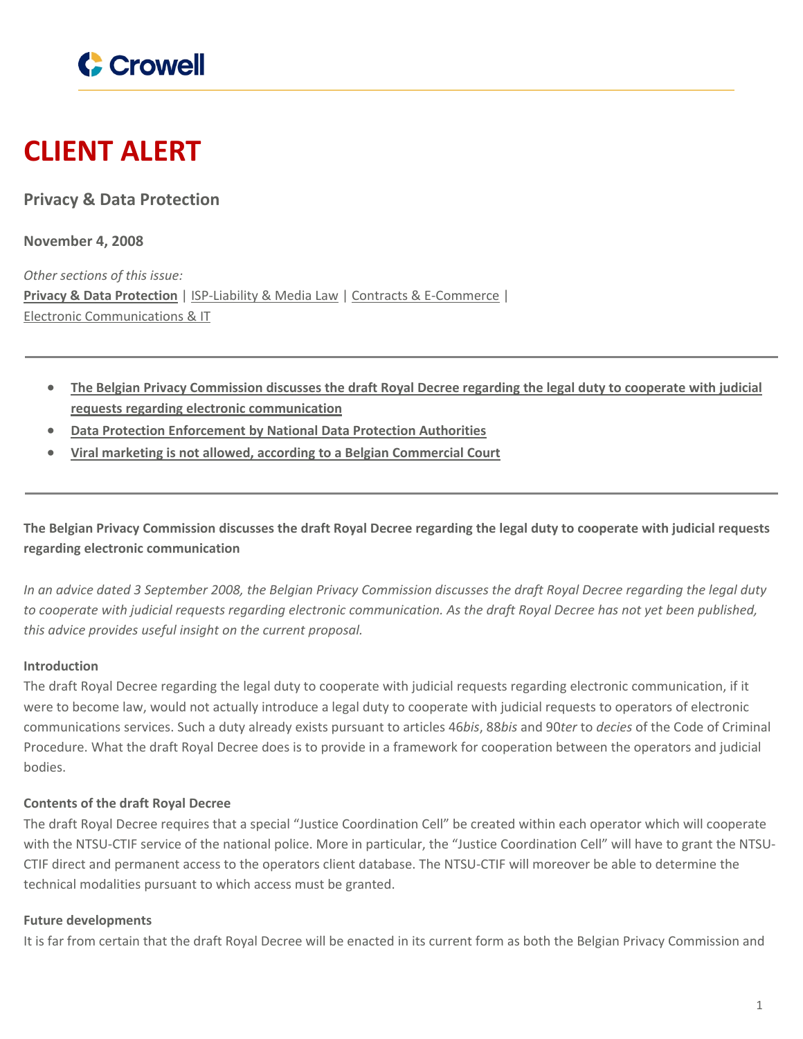# CLIENT ALERT

## Privacy & Data Protection

**November 4, 2008**

*Other sections of this issue:*
**Privacy & Data Protection** | ISP-Liability & Media Law | Contracts & E-Commerce | Electronic Communications & IT

---

- **The Belgian Privacy Commission discusses the draft Royal Decree regarding the legal duty to cooperate with judicial requests regarding electronic communication**
- **Data Protection Enforcement by National Data Protection Authorities**
- **Viral marketing is not allowed, according to a Belgian Commercial Court**

---

### The Belgian Privacy Commission discusses the draft Royal Decree regarding the legal duty to cooperate with judicial requests regarding electronic communication

*In an advice dated 3 September 2008, the Belgian Privacy Commission discusses the draft Royal Decree regarding the legal duty to cooperate with judicial requests regarding electronic communication. As the draft Royal Decree has not yet been published, this advice provides useful insight on the current proposal.*

**Introduction**

The draft Royal Decree regarding the legal duty to cooperate with judicial requests regarding electronic communication, if it were to become law, would not actually introduce a legal duty to cooperate with judicial requests to operators of electronic communications services. Such a duty already exists pursuant to articles 46*bis*, 88*bis* and 90*ter* to *decies* of the Code of Criminal Procedure. What the draft Royal Decree does is to provide in a framework for cooperation between the operators and judicial bodies.

**Contents of the draft Royal Decree**

The draft Royal Decree requires that a special "Justice Coordination Cell" be created within each operator which will cooperate with the NTSU-CTIF service of the national police. More in particular, the "Justice Coordination Cell" will have to grant the NTSU-CTIF direct and permanent access to the operators client database. The NTSU-CTIF will moreover be able to determine the technical modalities pursuant to which access must be granted.

**Future developments**

It is far from certain that the draft Royal Decree will be enacted in its current form as both the Belgian Privacy Commission and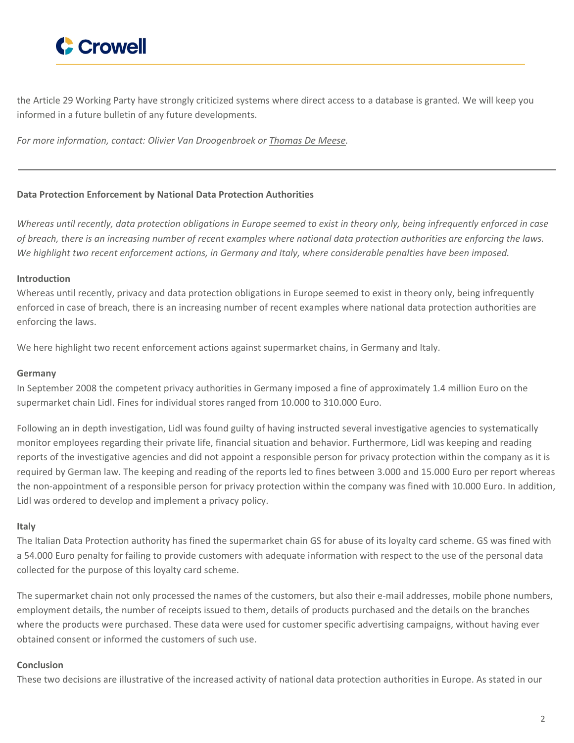the Article 29 Working Party have strongly criticized systems where direct access to a database is granted. We will keep you informed in a future bulletin of any future developments.

*For more information, contact: Olivier Van Droogenbroek or Thomas De Meese.*

---

**Data Protection Enforcement by National Data Protection Authorities**

*Whereas until recently, data protection obligations in Europe seemed to exist in theory only, being infrequently enforced in case of breach, there is an increasing number of recent examples where national data protection authorities are enforcing the laws. We highlight two recent enforcement actions, in Germany and Italy, where considerable penalties have been imposed.*

**Introduction**

Whereas until recently, privacy and data protection obligations in Europe seemed to exist in theory only, being infrequently enforced in case of breach, there is an increasing number of recent examples where national data protection authorities are enforcing the laws.

We here highlight two recent enforcement actions against supermarket chains, in Germany and Italy.

**Germany**

In September 2008 the competent privacy authorities in Germany imposed a fine of approximately 1.4 million Euro on the supermarket chain Lidl. Fines for individual stores ranged from 10.000 to 310.000 Euro.

Following an in depth investigation, Lidl was found guilty of having instructed several investigative agencies to systematically monitor employees regarding their private life, financial situation and behavior. Furthermore, Lidl was keeping and reading reports of the investigative agencies and did not appoint a responsible person for privacy protection within the company as it is required by German law. The keeping and reading of the reports led to fines between 3.000 and 15.000 Euro per report whereas the non-appointment of a responsible person for privacy protection within the company was fined with 10.000 Euro. In addition, Lidl was ordered to develop and implement a privacy policy.

**Italy**

The Italian Data Protection authority has fined the supermarket chain GS for abuse of its loyalty card scheme. GS was fined with a 54.000 Euro penalty for failing to provide customers with adequate information with respect to the use of the personal data collected for the purpose of this loyalty card scheme.

The supermarket chain not only processed the names of the customers, but also their e-mail addresses, mobile phone numbers, employment details, the number of receipts issued to them, details of products purchased and the details on the branches where the products were purchased. These data were used for customer specific advertising campaigns, without having ever obtained consent or informed the customers of such use.

**Conclusion**

These two decisions are illustrative of the increased activity of national data protection authorities in Europe. As stated in our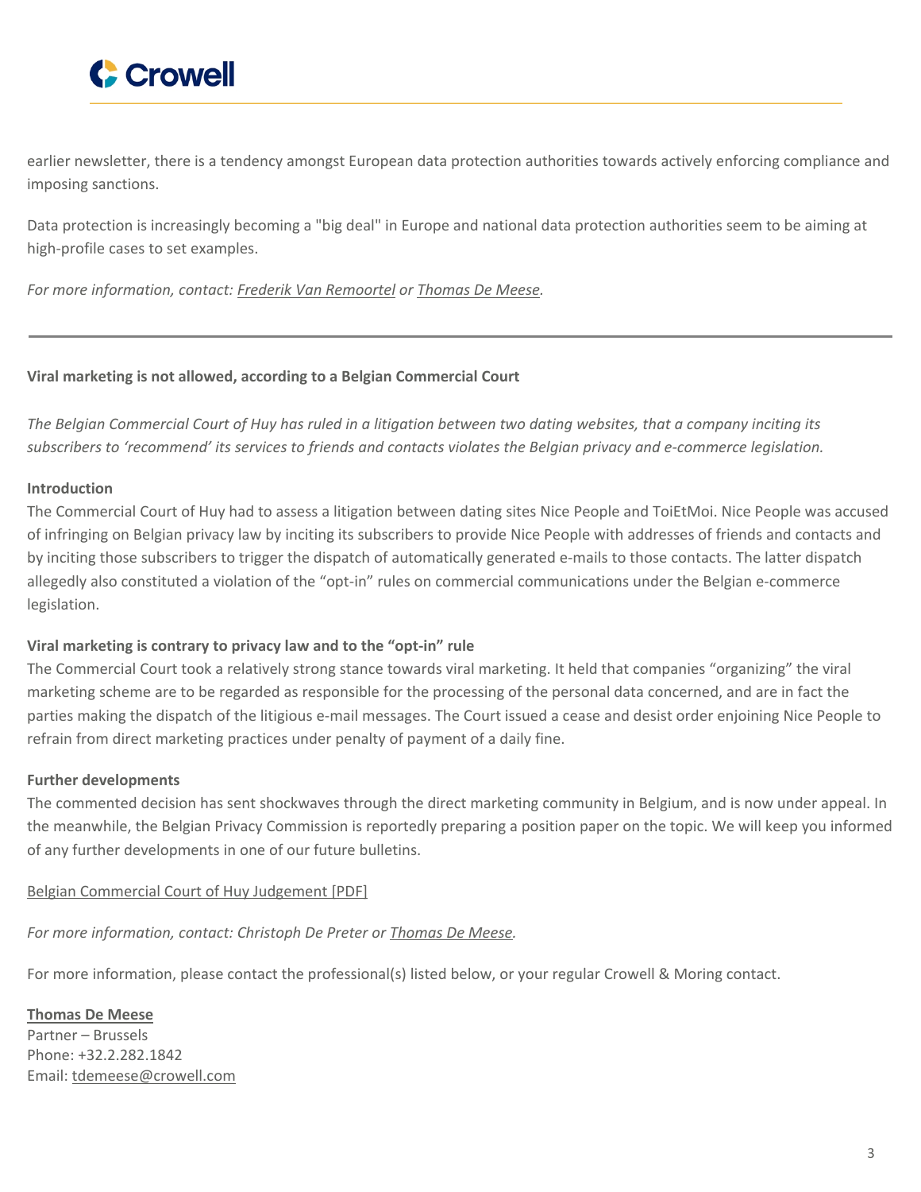earlier newsletter, there is a tendency amongst European data protection authorities towards actively enforcing compliance and imposing sanctions.

Data protection is increasingly becoming a "big deal" in Europe and national data protection authorities seem to be aiming at high-profile cases to set examples.

*For more information, contact: Frederik Van Remoortel or Thomas De Meese.*

---

**Viral marketing is not allowed, according to a Belgian Commercial Court**

*The Belgian Commercial Court of Huy has ruled in a litigation between two dating websites, that a company inciting its subscribers to 'recommend' its services to friends and contacts violates the Belgian privacy and e-commerce legislation.*

**Introduction**

The Commercial Court of Huy had to assess a litigation between dating sites Nice People and ToiEtMoi. Nice People was accused of infringing on Belgian privacy law by inciting its subscribers to provide Nice People with addresses of friends and contacts and by inciting those subscribers to trigger the dispatch of automatically generated e-mails to those contacts. The latter dispatch allegedly also constituted a violation of the "opt-in" rules on commercial communications under the Belgian e-commerce legislation.

**Viral marketing is contrary to privacy law and to the "opt-in" rule**

The Commercial Court took a relatively strong stance towards viral marketing. It held that companies "organizing" the viral marketing scheme are to be regarded as responsible for the processing of the personal data concerned, and are in fact the parties making the dispatch of the litigious e-mail messages. The Court issued a cease and desist order enjoining Nice People to refrain from direct marketing practices under penalty of payment of a daily fine.

**Further developments**

The commented decision has sent shockwaves through the direct marketing community in Belgium, and is now under appeal. In the meanwhile, the Belgian Privacy Commission is reportedly preparing a position paper on the topic. We will keep you informed of any further developments in one of our future bulletins.

Belgian Commercial Court of Huy Judgement [PDF]

*For more information, contact: Christoph De Preter or Thomas De Meese.*

For more information, please contact the professional(s) listed below, or your regular Crowell & Moring contact.

**Thomas De Meese**
Partner – Brussels
Phone: +32.2.282.1842
Email: tdemeese@crowell.com